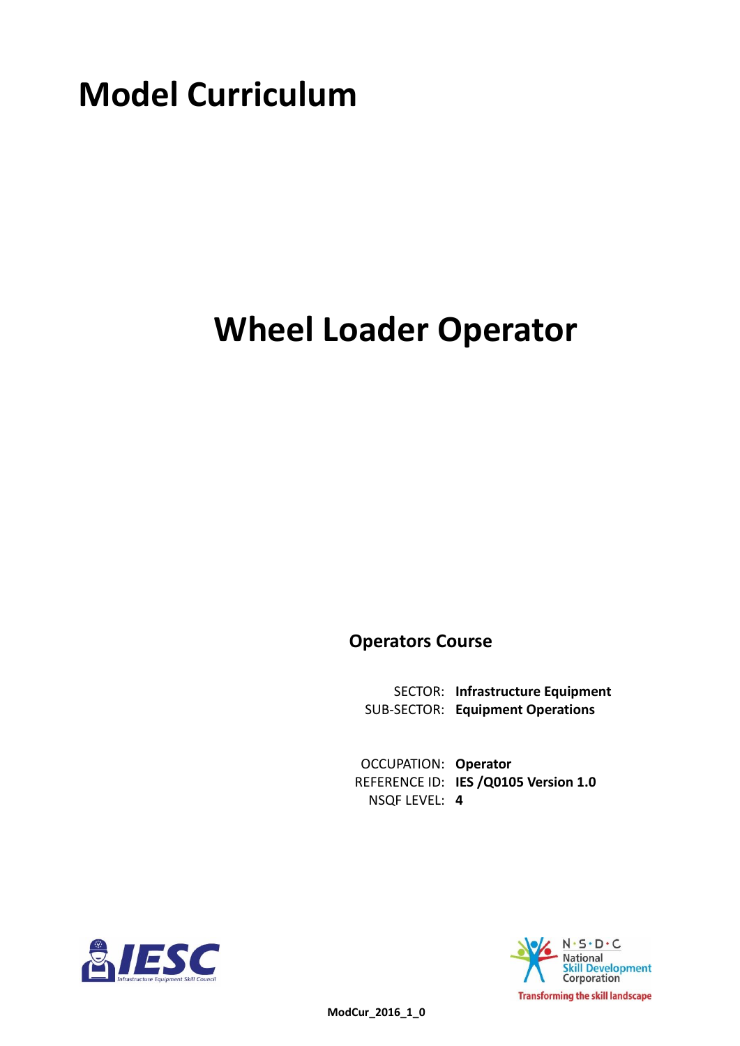# Model Curriculum

# Wheel Loader Operator

**Operators Course**

SECTOR: **Infrastructure Equipment**
SUB-SECTOR: **Equipment Operations**

OCCUPATION: **Operator**
REFERENCE ID: **IES /Q0105 Version 1.0**
NSQF LEVEL: **4**

IESC
Infrastructure Equipment Skill Council

N·S·D·C
National Skill Development Corporation
Transforming the skill landscape

**ModCur_2016_1_0**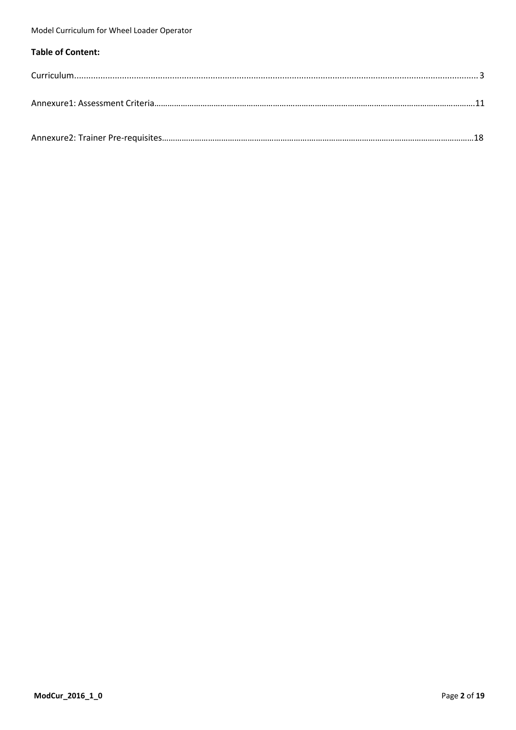**Table of Content:**

Curriculum........................................................................................................................................................... 3

Annexure1: Assessment Criteria…………………………………………………………………………………………………………………………….11

Annexure2: Trainer Pre-requisites………………………………………………………………………………………………………………………18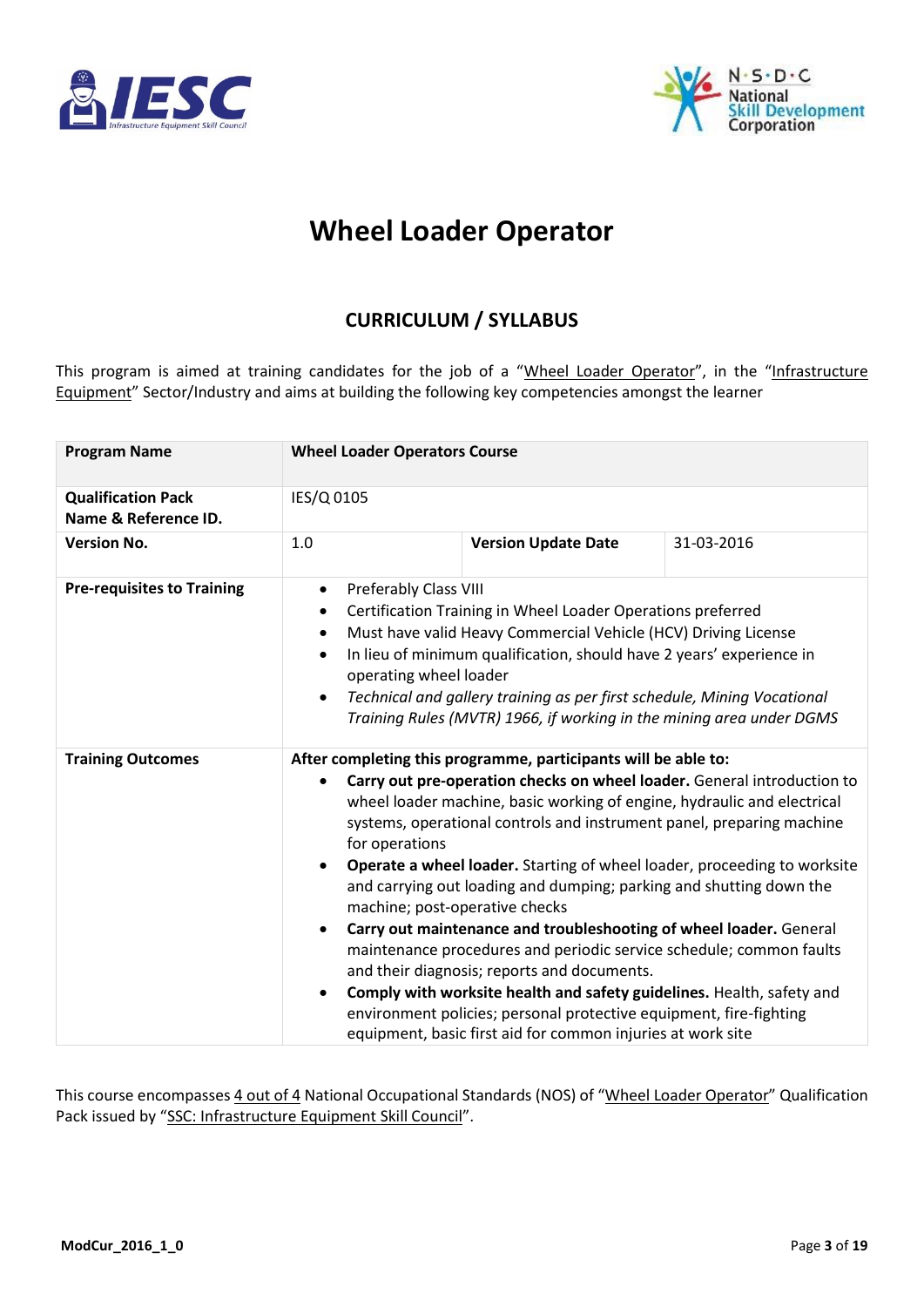# Wheel Loader Operator

## CURRICULUM / SYLLABUS

This program is aimed at training candidates for the job of a "Wheel Loader Operator", in the "Infrastructure Equipment" Sector/Industry and aims at building the following key competencies amongst the learner

| **Program Name** | **Wheel Loader Operators Course** | | |
|---|---|---|---|
| **Qualification Pack Name & Reference ID.** | IES/Q 0105 | | |
| **Version No.** | 1.0 | **Version Update Date** | 31-03-2016 |
| **Pre-requisites to Training** | • Preferably Class VIII<br>• Certification Training in Wheel Loader Operations preferred<br>• Must have valid Heavy Commercial Vehicle (HCV) Driving License<br>• In lieu of minimum qualification, should have 2 years' experience in operating wheel loader<br>• *Technical and gallery training as per first schedule, Mining Vocational Training Rules (MVTR) 1966, if working in the mining area under DGMS* | | |
| **Training Outcomes** | **After completing this programme, participants will be able to:**<br>• **Carry out pre-operation checks on wheel loader.** General introduction to wheel loader machine, basic working of engine, hydraulic and electrical systems, operational controls and instrument panel, preparing machine for operations<br>• **Operate a wheel loader.** Starting of wheel loader, proceeding to worksite and carrying out loading and dumping; parking and shutting down the machine; post-operative checks<br>• **Carry out maintenance and troubleshooting of wheel loader.** General maintenance procedures and periodic service schedule; common faults and their diagnosis; reports and documents.<br>• **Comply with worksite health and safety guidelines.** Health, safety and environment policies; personal protective equipment, fire-fighting equipment, basic first aid for common injuries at work site | | |

This course encompasses 4 out of 4 National Occupational Standards (NOS) of "Wheel Loader Operator" Qualification Pack issued by "SSC: Infrastructure Equipment Skill Council".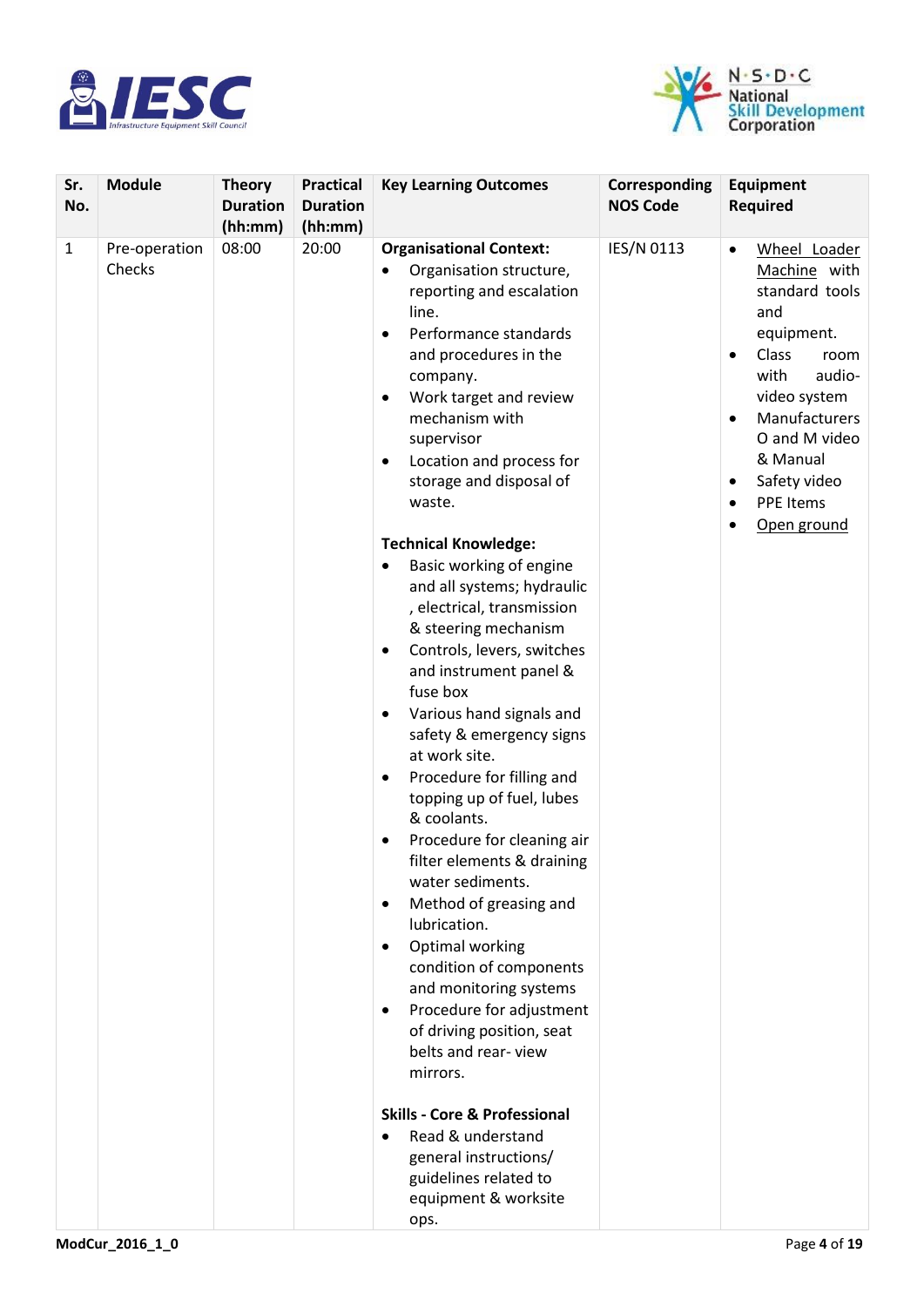| Sr. No. | Module | Theory Duration (hh:mm) | Practical Duration (hh:mm) | Key Learning Outcomes | Corresponding NOS Code | Equipment Required |
|---|---|---|---|---|---|---|
| 1 | Pre-operation Checks | 08:00 | 20:00 | **Organisational Context:**<br>• Organisation structure, reporting and escalation line.<br>• Performance standards and procedures in the company.<br>• Work target and review mechanism with supervisor<br>• Location and process for storage and disposal of waste.<br><br>**Technical Knowledge:**<br>• Basic working of engine and all systems; hydraulic , electrical, transmission & steering mechanism<br>• Controls, levers, switches and instrument panel & fuse box<br>• Various hand signals and safety & emergency signs at work site.<br>• Procedure for filling and topping up of fuel, lubes & coolants.<br>• Procedure for cleaning air filter elements & draining water sediments.<br>• Method of greasing and lubrication.<br>• Optimal working condition of components and monitoring systems<br>• Procedure for adjustment of driving position, seat belts and rear- view mirrors.<br><br>**Skills - Core & Professional**<br>• Read & understand general instructions/ guidelines related to equipment & worksite ops. | IES/N 0113 | • Wheel Loader Machine with standard tools and equipment.<br>• Class room with audio-video system<br>• Manufacturers O and M video & Manual<br>• Safety video<br>• PPE Items<br>• Open ground |

ModCur_2016_1_0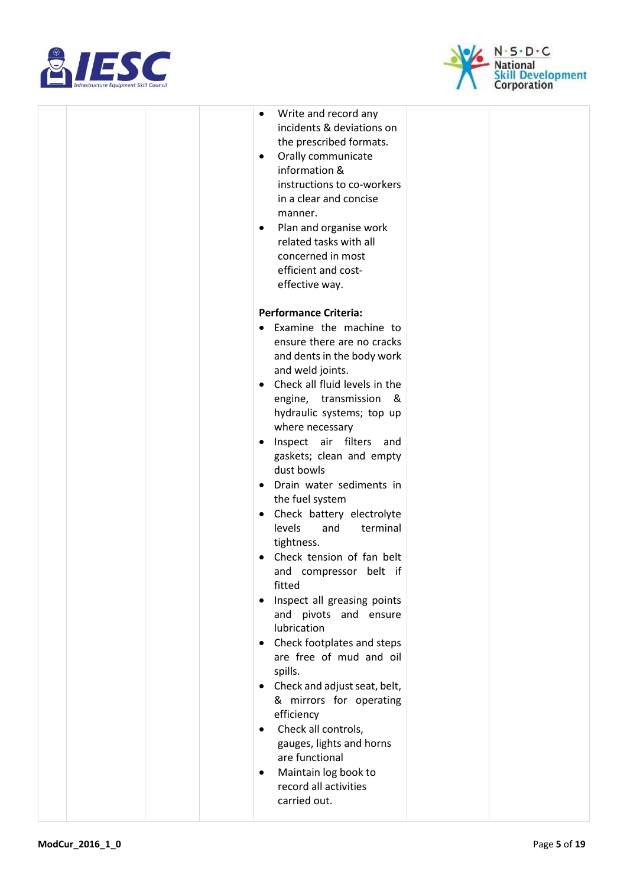| | | | | | | |
|---|---|---|---|---|---|---|
| | | | | • Write and record any incidents & deviations on the prescribed formats.<br>• Orally communicate information & instructions to co-workers in a clear and concise manner.<br>• Plan and organise work related tasks with all concerned in most efficient and cost-effective way.<br><br>**Performance Criteria:**<br>• Examine the machine to ensure there are no cracks and dents in the body work and weld joints.<br>• Check all fluid levels in the engine, transmission & hydraulic systems; top up where necessary<br>• Inspect air filters and gaskets; clean and empty dust bowls<br>• Drain water sediments in the fuel system<br>• Check battery electrolyte levels and terminal tightness.<br>• Check tension of fan belt and compressor belt if fitted<br>• Inspect all greasing points and pivots and ensure lubrication<br>• Check footplates and steps are free of mud and oil spills.<br>• Check and adjust seat, belt, & mirrors for operating efficiency<br>• Check all controls, gauges, lights and horns are functional<br>• Maintain log book to record all activities carried out. | | |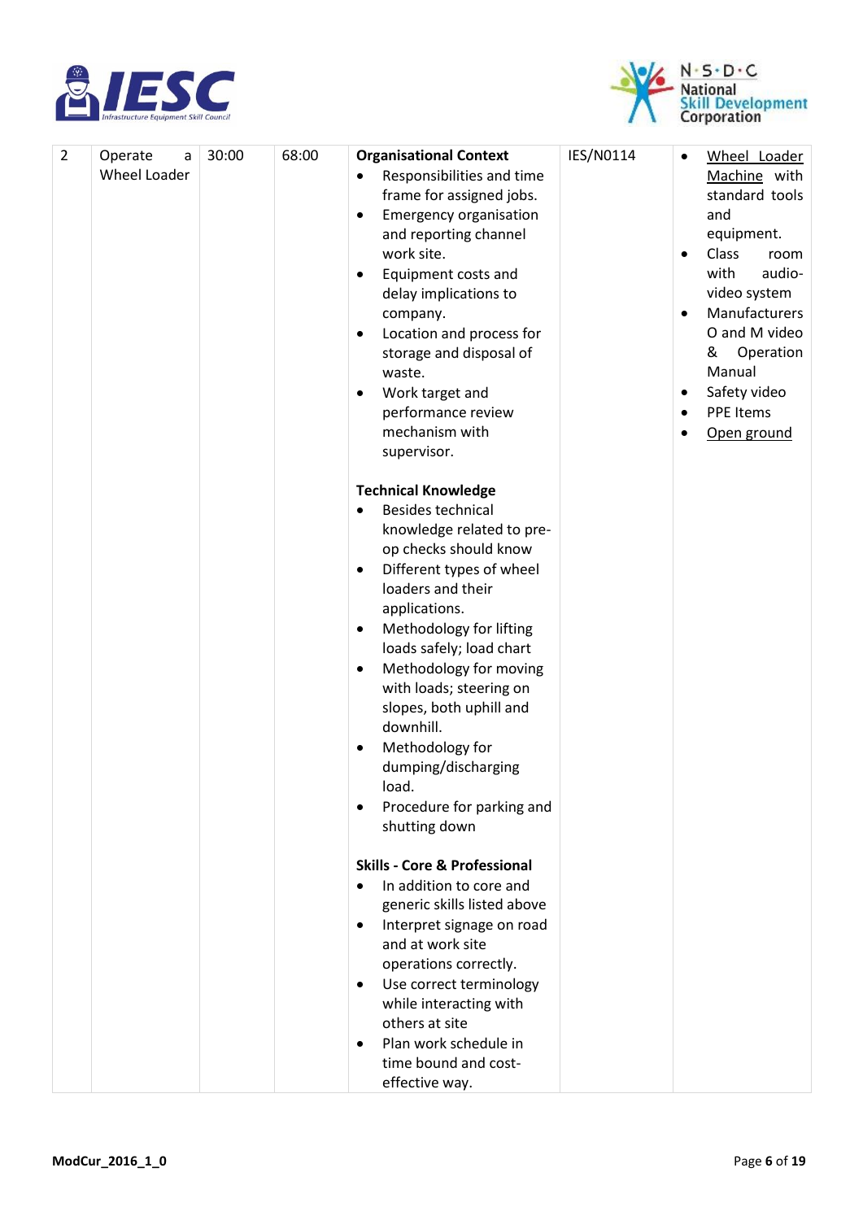| 2 | Operate a Wheel Loader | 30:00 | 68:00 | **Organisational Context**<br>• Responsibilities and time frame for assigned jobs.<br>• Emergency organisation and reporting channel work site.<br>• Equipment costs and delay implications to company.<br>• Location and process for storage and disposal of waste.<br>• Work target and performance review mechanism with supervisor.<br><br>**Technical Knowledge**<br>• Besides technical knowledge related to pre-op checks should know<br>• Different types of wheel loaders and their applications.<br>• Methodology for lifting loads safely; load chart<br>• Methodology for moving with loads; steering on slopes, both uphill and downhill.<br>• Methodology for dumping/discharging load.<br>• Procedure for parking and shutting down<br><br>**Skills - Core & Professional**<br>• In addition to core and generic skills listed above<br>• Interpret signage on road and at work site operations correctly.<br>• Use correct terminology while interacting with others at site<br>• Plan work schedule in time bound and cost-effective way. | IES/N0114 | • Wheel Loader Machine with standard tools and equipment.<br>• Class room with audio-video system<br>• Manufacturers O and M video & Operation Manual<br>• Safety video<br>• PPE Items<br>• Open ground |
|---|---|---|---|---|---|---|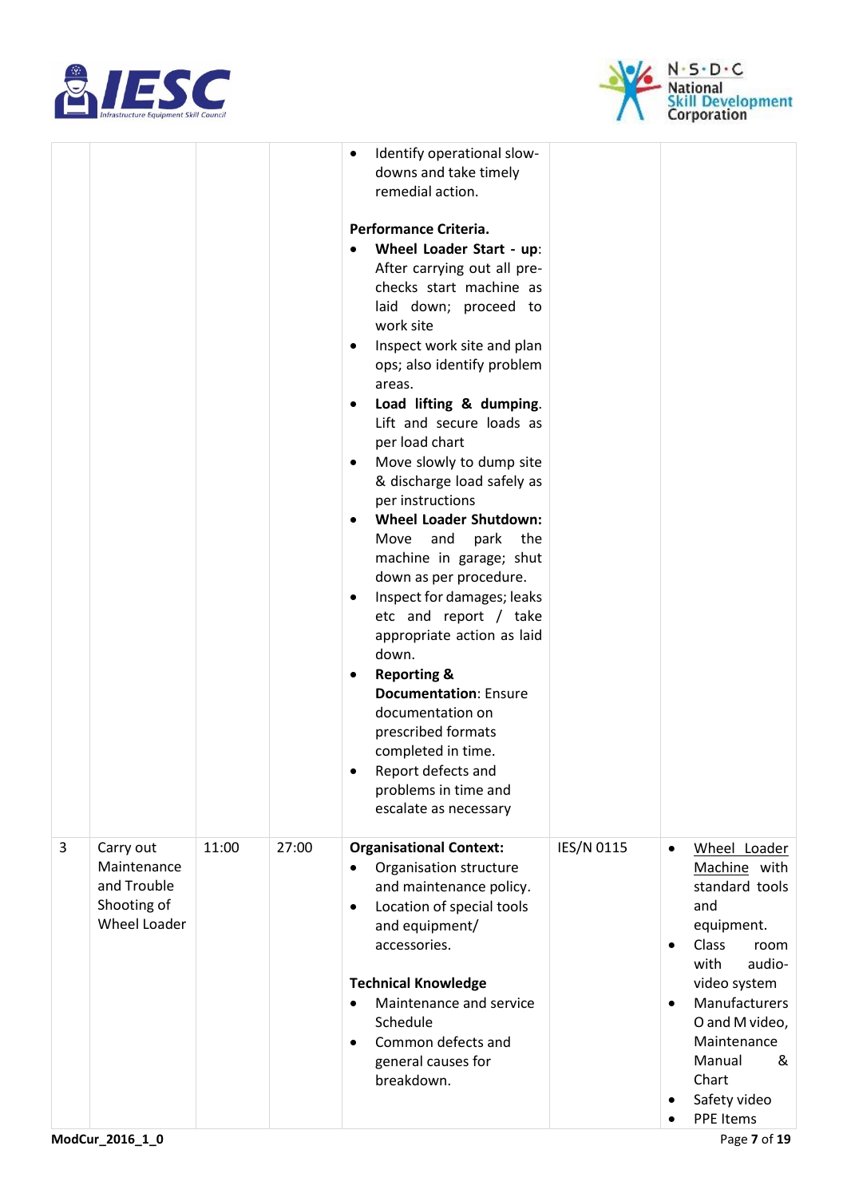| | | | | | | |
|---|---|---|---|---|---|---|
| | | | | • Identify operational slow-downs and take timely remedial action.<br><br>**Performance Criteria.**<br>• **Wheel Loader Start - up**: After carrying out all pre-checks start machine as laid down; proceed to work site<br>• Inspect work site and plan ops; also identify problem areas.<br>• **Load lifting & dumping**. Lift and secure loads as per load chart<br>• Move slowly to dump site & discharge load safely as per instructions<br>• **Wheel Loader Shutdown:** Move and park the machine in garage; shut down as per procedure.<br>• Inspect for damages; leaks etc and report / take appropriate action as laid down.<br>• **Reporting & Documentation**: Ensure documentation on prescribed formats completed in time.<br>• Report defects and problems in time and escalate as necessary | | |
| 3 | Carry out Maintenance and Trouble Shooting of Wheel Loader | 11:00 | 27:00 | **Organisational Context:**<br>• Organisation structure and maintenance policy.<br>• Location of special tools and equipment/ accessories.<br><br>**Technical Knowledge**<br>• Maintenance and service Schedule<br>• Common defects and general causes for breakdown. | IES/N 0115 | • Wheel Loader Machine with standard tools and equipment.<br>• Class room with audio-video system<br>• Manufacturers O and M video, Maintenance Manual & Chart<br>• Safety video<br>• PPE Items |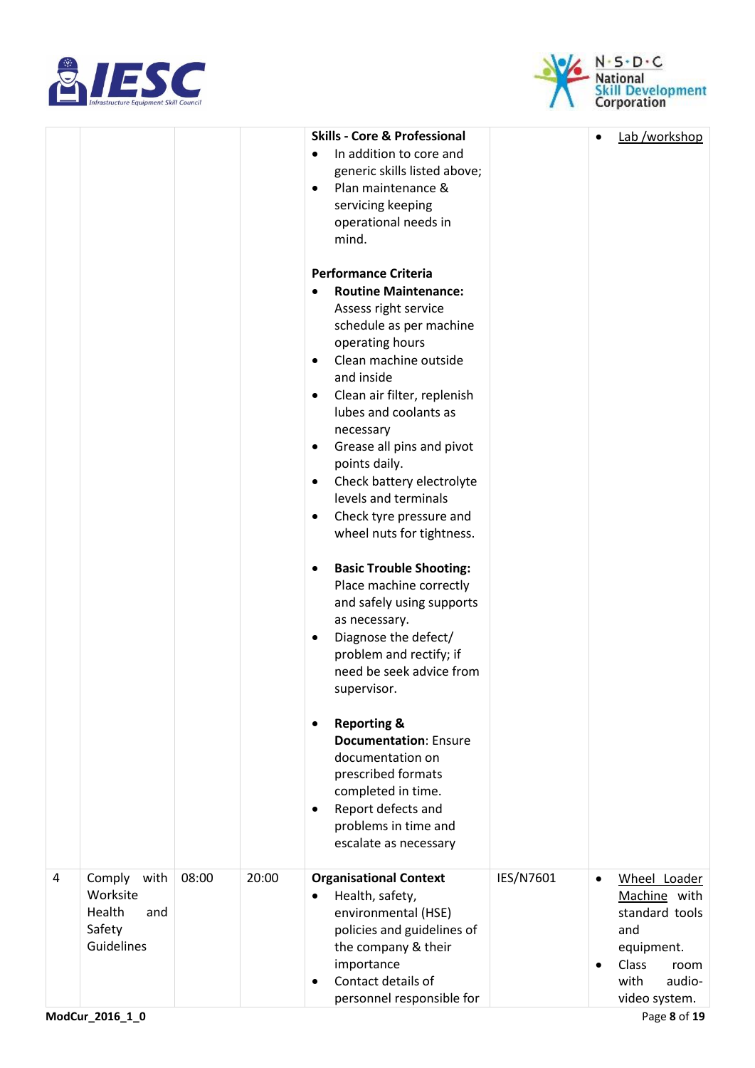| | | | | | | |
|---|---|---|---|---|---|---|
| | | | | **Skills - Core & Professional**<br>• In addition to core and generic skills listed above;<br>• Plan maintenance & servicing keeping operational needs in mind.<br><br>**Performance Criteria**<br>• **Routine Maintenance:** Assess right service schedule as per machine operating hours<br>• Clean machine outside and inside<br>• Clean air filter, replenish lubes and coolants as necessary<br>• Grease all pins and pivot points daily.<br>• Check battery electrolyte levels and terminals<br>• Check tyre pressure and wheel nuts for tightness.<br><br>• **Basic Trouble Shooting:** Place machine correctly and safely using supports as necessary.<br>• Diagnose the defect/ problem and rectify; if need be seek advice from supervisor.<br><br>• **Reporting & Documentation**: Ensure documentation on prescribed formats completed in time.<br>• Report defects and problems in time and escalate as necessary | | • Lab /workshop |
| 4 | Comply with Worksite Health and Safety Guidelines | 08:00 | 20:00 | **Organisational Context**<br>• Health, safety, environmental (HSE) policies and guidelines of the company & their importance<br>• Contact details of personnel responsible for | IES/N7601 | • Wheel Loader Machine with standard tools and equipment.<br>• Class room with audio-video system. |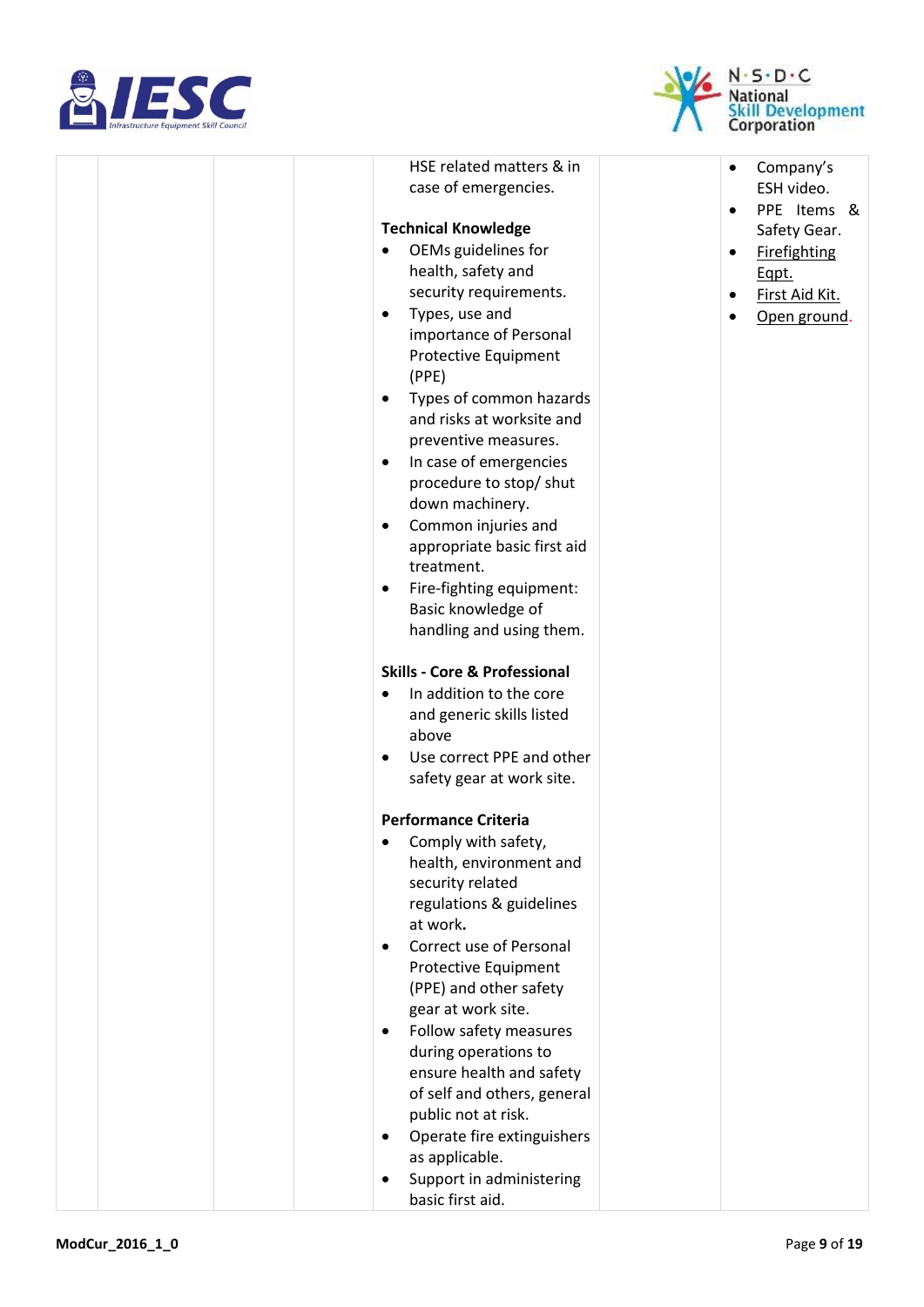| | | | | HSE related matters & in case of emergencies.<br><br>**Technical Knowledge**<br>• OEMs guidelines for health, safety and security requirements.<br>• Types, use and importance of Personal Protective Equipment (PPE)<br>• Types of common hazards and risks at worksite and preventive measures.<br>• In case of emergencies procedure to stop/ shut down machinery.<br>• Common injuries and appropriate basic first aid treatment.<br>• Fire-fighting equipment: Basic knowledge of handling and using them.<br><br>**Skills - Core & Professional**<br>• In addition to the core and generic skills listed above<br>• Use correct PPE and other safety gear at work site.<br><br>**Performance Criteria**<br>• Comply with safety, health, environment and security related regulations & guidelines at work**.**<br>• Correct use of Personal Protective Equipment (PPE) and other safety gear at work site.<br>• Follow safety measures during operations to ensure health and safety of self and others, general public not at risk.<br>• Operate fire extinguishers as applicable.<br>• Support in administering basic first aid. | | • Company's ESH video.<br>• PPE Items & Safety Gear.<br>• Firefighting Eqpt.<br>• First Aid Kit.<br>• Open ground. |
|---|---|---|---|---|---|---|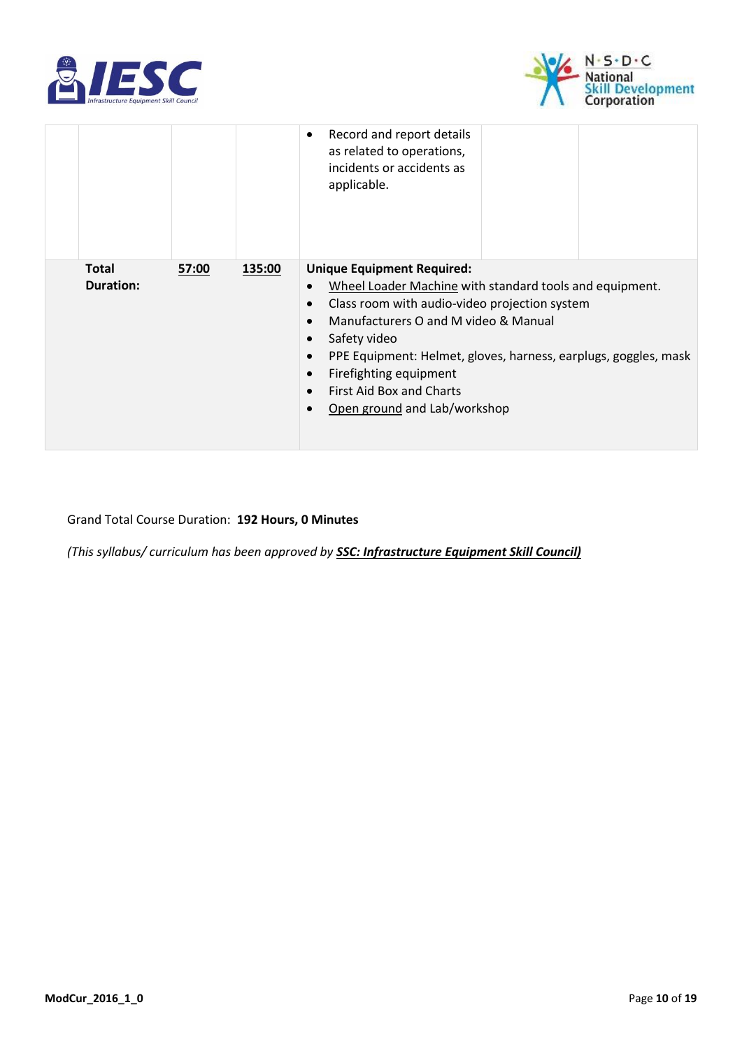| | | | | | |
|---|---|---|---|---|---|
| | | | • Record and report details as related to operations, incidents or accidents as applicable. | | |
| **Total Duration:** | **57:00** | **135:00** | **Unique Equipment Required:** <br>• Wheel Loader Machine with standard tools and equipment. <br>• Class room with audio-video projection system <br>• Manufacturers O and M video & Manual <br>• Safety video <br>• PPE Equipment: Helmet, gloves, harness, earplugs, goggles, mask <br>• Firefighting equipment <br>• First Aid Box and Charts <br>• Open ground and Lab/workshop | | |

Grand Total Course Duration: **192 Hours, 0 Minutes**

*(This syllabus/ curriculum has been approved by **SSC: Infrastructure Equipment Skill Council)***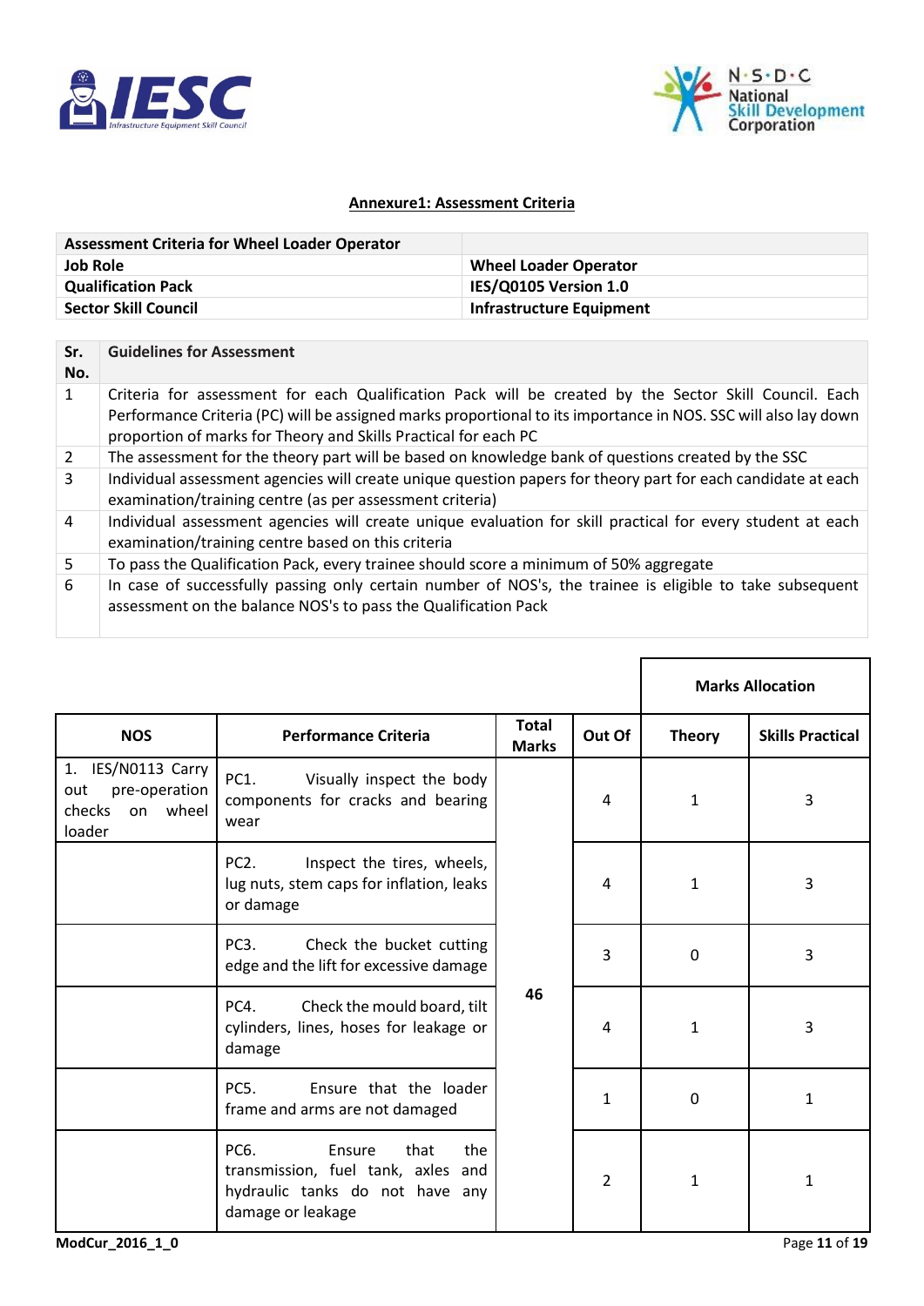## Annexure1: Assessment Criteria

| Assessment Criteria for Wheel Loader Operator | |
|---|---|
| **Job Role** | **Wheel Loader Operator** |
| **Qualification Pack** | **IES/Q0105 Version 1.0** |
| **Sector Skill Council** | **Infrastructure Equipment** |

| Sr. No. | Guidelines for Assessment |
|---|---|
| 1 | Criteria for assessment for each Qualification Pack will be created by the Sector Skill Council. Each Performance Criteria (PC) will be assigned marks proportional to its importance in NOS. SSC will also lay down proportion of marks for Theory and Skills Practical for each PC |
| 2 | The assessment for the theory part will be based on knowledge bank of questions created by the SSC |
| 3 | Individual assessment agencies will create unique question papers for theory part for each candidate at each examination/training centre (as per assessment criteria) |
| 4 | Individual assessment agencies will create unique evaluation for skill practical for every student at each examination/training centre based on this criteria |
| 5 | To pass the Qualification Pack, every trainee should score a minimum of 50% aggregate |
| 6 | In case of successfully passing only certain number of NOS's, the trainee is eligible to take subsequent assessment on the balance NOS's to pass the Qualification Pack |

| | | | | Marks Allocation | |
|---|---|---|---|---|---|
| **NOS** | **Performance Criteria** | **Total Marks** | **Out Of** | **Theory** | **Skills Practical** |
| 1. IES/N0113 Carry out pre-operation checks on wheel loader | PC1. Visually inspect the body components for cracks and bearing wear | 46 | 4 | 1 | 3 |
| | PC2. Inspect the tires, wheels, lug nuts, stem caps for inflation, leaks or damage | | 4 | 1 | 3 |
| | PC3. Check the bucket cutting edge and the lift for excessive damage | | 3 | 0 | 3 |
| | PC4. Check the mould board, tilt cylinders, lines, hoses for leakage or damage | | 4 | 1 | 3 |
| | PC5. Ensure that the loader frame and arms are not damaged | | 1 | 0 | 1 |
| | PC6. Ensure that the transmission, fuel tank, axles and hydraulic tanks do not have any damage or leakage | | 2 | 1 | 1 |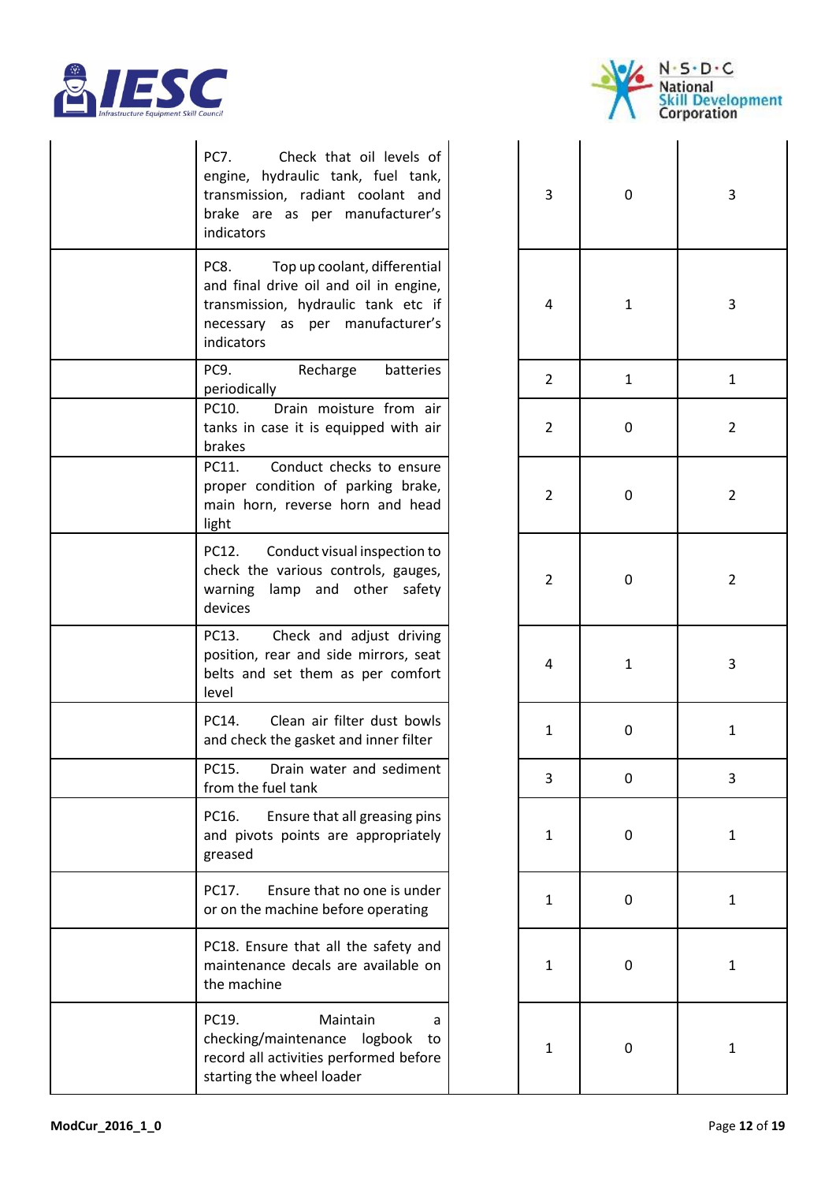| | | | | | |
|---|---|---|---|---|---|
| | PC7. Check that oil levels of engine, hydraulic tank, fuel tank, transmission, radiant coolant and brake are as per manufacturer's indicators | | 3 | 0 | 3 |
| | PC8. Top up coolant, differential and final drive oil and oil in engine, transmission, hydraulic tank etc if necessary as per manufacturer's indicators | | 4 | 1 | 3 |
| | PC9. Recharge batteries periodically | | 2 | 1 | 1 |
| | PC10. Drain moisture from air tanks in case it is equipped with air brakes | | 2 | 0 | 2 |
| | PC11. Conduct checks to ensure proper condition of parking brake, main horn, reverse horn and head light | | 2 | 0 | 2 |
| | PC12. Conduct visual inspection to check the various controls, gauges, warning lamp and other safety devices | | 2 | 0 | 2 |
| | PC13. Check and adjust driving position, rear and side mirrors, seat belts and set them as per comfort level | | 4 | 1 | 3 |
| | PC14. Clean air filter dust bowls and check the gasket and inner filter | | 1 | 0 | 1 |
| | PC15. Drain water and sediment from the fuel tank | | 3 | 0 | 3 |
| | PC16. Ensure that all greasing pins and pivots points are appropriately greased | | 1 | 0 | 1 |
| | PC17. Ensure that no one is under or on the machine before operating | | 1 | 0 | 1 |
| | PC18. Ensure that all the safety and maintenance decals are available on the machine | | 1 | 0 | 1 |
| | PC19. Maintain a checking/maintenance logbook to record all activities performed before starting the wheel loader | | 1 | 0 | 1 |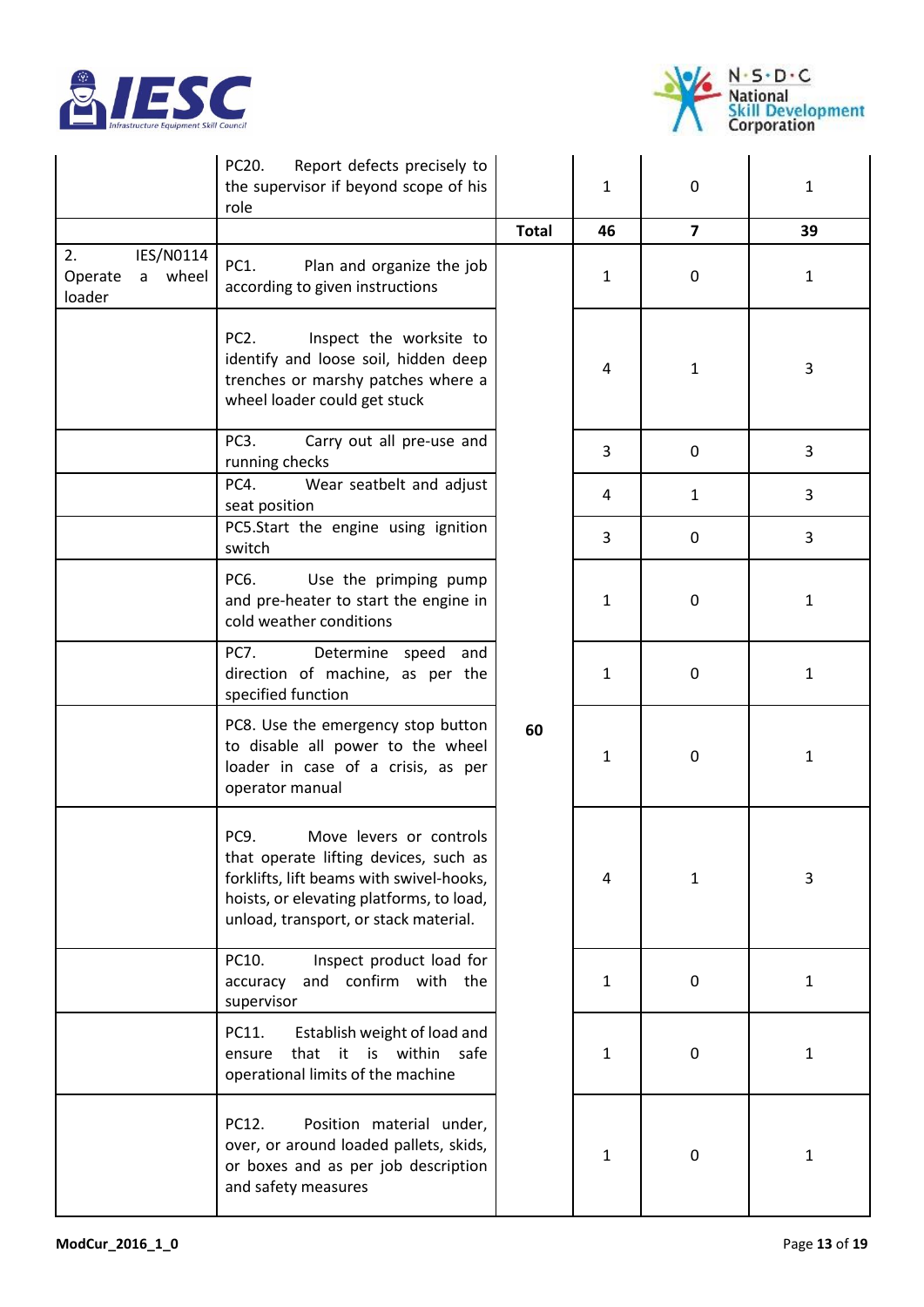| | | | | | |
|---|---|---|---|---|---|
| | PC20. Report defects precisely to the supervisor if beyond scope of his role | | 1 | 0 | 1 |
| | | **Total** | **46** | **7** | **39** |
| 2. IES/N0114 Operate a wheel loader | PC1. Plan and organize the job according to given instructions | 60 | 1 | 0 | 1 |
| | PC2. Inspect the worksite to identify and loose soil, hidden deep trenches or marshy patches where a wheel loader could get stuck | | 4 | 1 | 3 |
| | PC3. Carry out all pre-use and running checks | | 3 | 0 | 3 |
| | PC4. Wear seatbelt and adjust seat position | | 4 | 1 | 3 |
| | PC5.Start the engine using ignition switch | | 3 | 0 | 3 |
| | PC6. Use the primping pump and pre-heater to start the engine in cold weather conditions | | 1 | 0 | 1 |
| | PC7. Determine speed and direction of machine, as per the specified function | | 1 | 0 | 1 |
| | PC8. Use the emergency stop button to disable all power to the wheel loader in case of a crisis, as per operator manual | | 1 | 0 | 1 |
| | PC9. Move levers or controls that operate lifting devices, such as forklifts, lift beams with swivel-hooks, hoists, or elevating platforms, to load, unload, transport, or stack material. | | 4 | 1 | 3 |
| | PC10. Inspect product load for accuracy and confirm with the supervisor | | 1 | 0 | 1 |
| | PC11. Establish weight of load and ensure that it is within safe operational limits of the machine | | 1 | 0 | 1 |
| | PC12. Position material under, over, or around loaded pallets, skids, or boxes and as per job description and safety measures | | 1 | 0 | 1 |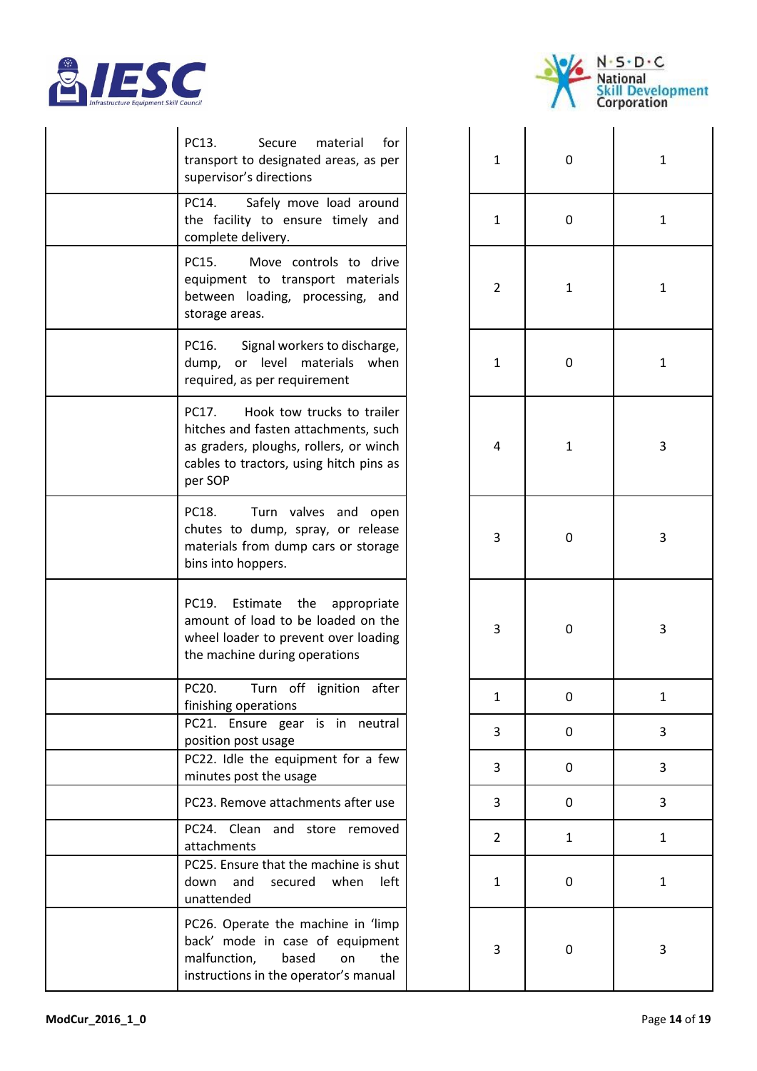| | | | | | |
|---|---|---|---|---|---|
| | PC13. Secure material for transport to designated areas, as per supervisor's directions | | 1 | 0 | 1 |
| | PC14. Safely move load around the facility to ensure timely and complete delivery. | | 1 | 0 | 1 |
| | PC15. Move controls to drive equipment to transport materials between loading, processing, and storage areas. | | 2 | 1 | 1 |
| | PC16. Signal workers to discharge, dump, or level materials when required, as per requirement | | 1 | 0 | 1 |
| | PC17. Hook tow trucks to trailer hitches and fasten attachments, such as graders, ploughs, rollers, or winch cables to tractors, using hitch pins as per SOP | | 4 | 1 | 3 |
| | PC18. Turn valves and open chutes to dump, spray, or release materials from dump cars or storage bins into hoppers. | | 3 | 0 | 3 |
| | PC19. Estimate the appropriate amount of load to be loaded on the wheel loader to prevent over loading the machine during operations | | 3 | 0 | 3 |
| | PC20. Turn off ignition after finishing operations | | 1 | 0 | 1 |
| | PC21. Ensure gear is in neutral position post usage | | 3 | 0 | 3 |
| | PC22. Idle the equipment for a few minutes post the usage | | 3 | 0 | 3 |
| | PC23. Remove attachments after use | | 3 | 0 | 3 |
| | PC24. Clean and store removed attachments | | 2 | 1 | 1 |
| | PC25. Ensure that the machine is shut down and secured when left unattended | | 1 | 0 | 1 |
| | PC26. Operate the machine in 'limp back' mode in case of equipment malfunction, based on the instructions in the operator's manual | | 3 | 0 | 3 |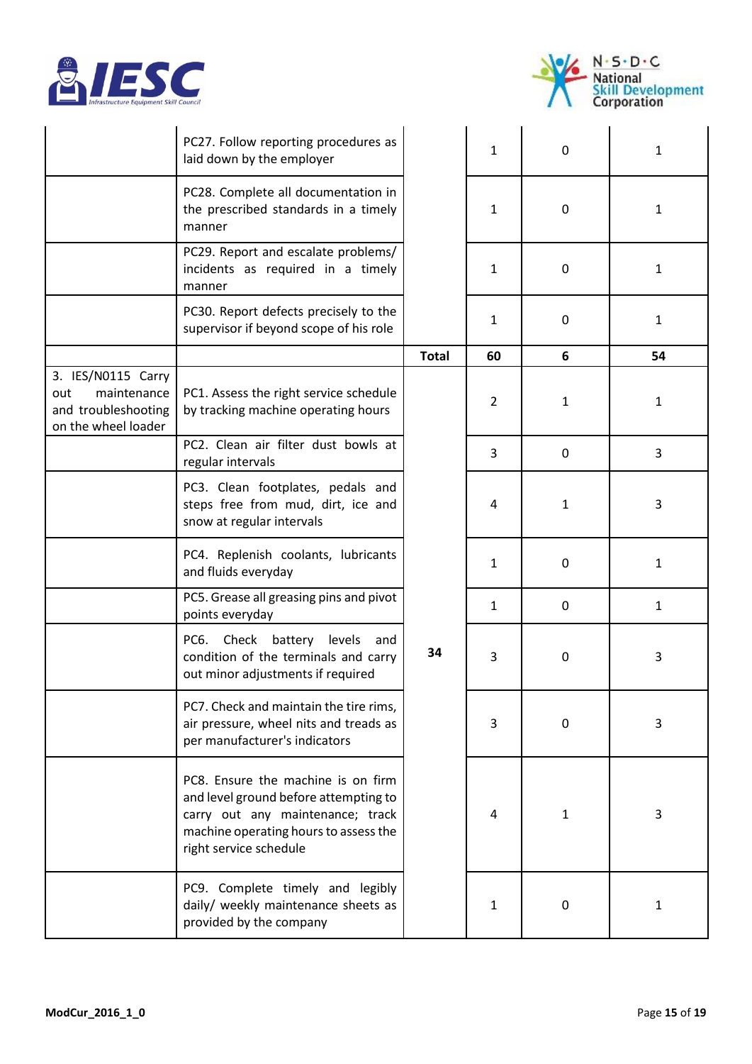| | | | | | |
|---|---|---|---|---|---|
| | PC27. Follow reporting procedures as laid down by the employer | | 1 | 0 | 1 |
| | PC28. Complete all documentation in the prescribed standards in a timely manner | | 1 | 0 | 1 |
| | PC29. Report and escalate problems/ incidents as required in a timely manner | | 1 | 0 | 1 |
| | PC30. Report defects precisely to the supervisor if beyond scope of his role | | 1 | 0 | 1 |
| | | **Total** | **60** | **6** | **54** |
| 3. IES/N0115 Carry out maintenance and troubleshooting on the wheel loader | PC1. Assess the right service schedule by tracking machine operating hours | **34** | 2 | 1 | 1 |
| | PC2. Clean air filter dust bowls at regular intervals | | 3 | 0 | 3 |
| | PC3. Clean footplates, pedals and steps free from mud, dirt, ice and snow at regular intervals | | 4 | 1 | 3 |
| | PC4. Replenish coolants, lubricants and fluids everyday | | 1 | 0 | 1 |
| | PC5. Grease all greasing pins and pivot points everyday | | 1 | 0 | 1 |
| | PC6. Check battery levels and condition of the terminals and carry out minor adjustments if required | | 3 | 0 | 3 |
| | PC7. Check and maintain the tire rims, air pressure, wheel nits and treads as per manufacturer's indicators | | 3 | 0 | 3 |
| | PC8. Ensure the machine is on firm and level ground before attempting to carry out any maintenance; track machine operating hours to assess the right service schedule | | 4 | 1 | 3 |
| | PC9. Complete timely and legibly daily/ weekly maintenance sheets as provided by the company | | 1 | 0 | 1 |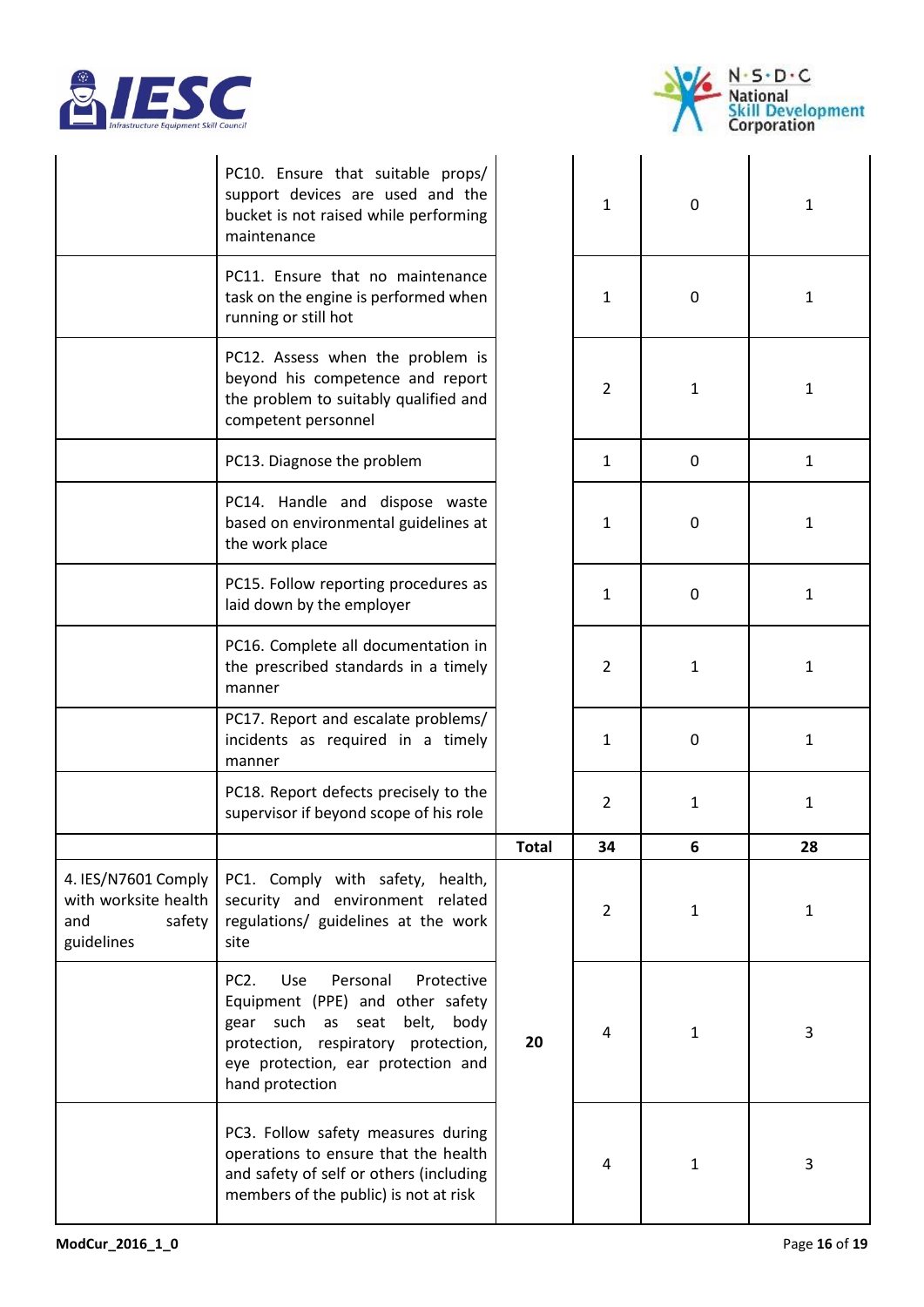| | | | | | |
|---|---|---|---|---|---|
| | PC10. Ensure that suitable props/ support devices are used and the bucket is not raised while performing maintenance | | 1 | 0 | 1 |
| | PC11. Ensure that no maintenance task on the engine is performed when running or still hot | | 1 | 0 | 1 |
| | PC12. Assess when the problem is beyond his competence and report the problem to suitably qualified and competent personnel | | 2 | 1 | 1 |
| | PC13. Diagnose the problem | | 1 | 0 | 1 |
| | PC14. Handle and dispose waste based on environmental guidelines at the work place | | 1 | 0 | 1 |
| | PC15. Follow reporting procedures as laid down by the employer | | 1 | 0 | 1 |
| | PC16. Complete all documentation in the prescribed standards in a timely manner | | 2 | 1 | 1 |
| | PC17. Report and escalate problems/ incidents as required in a timely manner | | 1 | 0 | 1 |
| | PC18. Report defects precisely to the supervisor if beyond scope of his role | | 2 | 1 | 1 |
| | | **Total** | **34** | **6** | **28** |
| 4. IES/N7601 Comply with worksite health and safety guidelines | PC1. Comply with safety, health, security and environment related regulations/ guidelines at the work site | **20** | 2 | 1 | 1 |
| | PC2. Use Personal Protective Equipment (PPE) and other safety gear such as seat belt, body protection, respiratory protection, eye protection, ear protection and hand protection | | 4 | 1 | 3 |
| | PC3. Follow safety measures during operations to ensure that the health and safety of self or others (including members of the public) is not at risk | | 4 | 1 | 3 |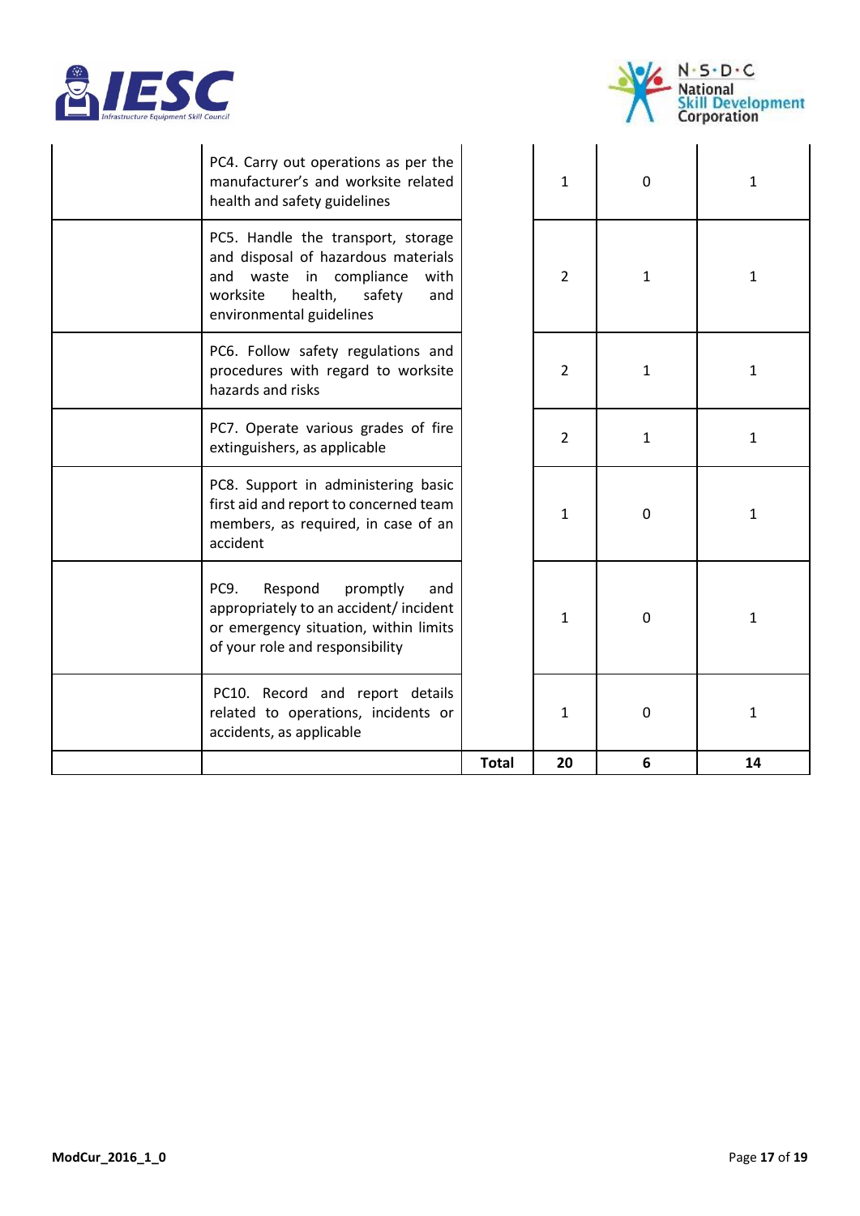| | | | | | |
|---|---|---|---|---|---|
| | PC4. Carry out operations as per the manufacturer's and worksite related health and safety guidelines | | 1 | 0 | 1 |
| | PC5. Handle the transport, storage and disposal of hazardous materials and waste in compliance with worksite health, safety and environmental guidelines | | 2 | 1 | 1 |
| | PC6. Follow safety regulations and procedures with regard to worksite hazards and risks | | 2 | 1 | 1 |
| | PC7. Operate various grades of fire extinguishers, as applicable | | 2 | 1 | 1 |
| | PC8. Support in administering basic first aid and report to concerned team members, as required, in case of an accident | | 1 | 0 | 1 |
| | PC9. Respond promptly and appropriately to an accident/ incident or emergency situation, within limits of your role and responsibility | | 1 | 0 | 1 |
| | PC10. Record and report details related to operations, incidents or accidents, as applicable | | 1 | 0 | 1 |
| | | **Total** | **20** | **6** | **14** |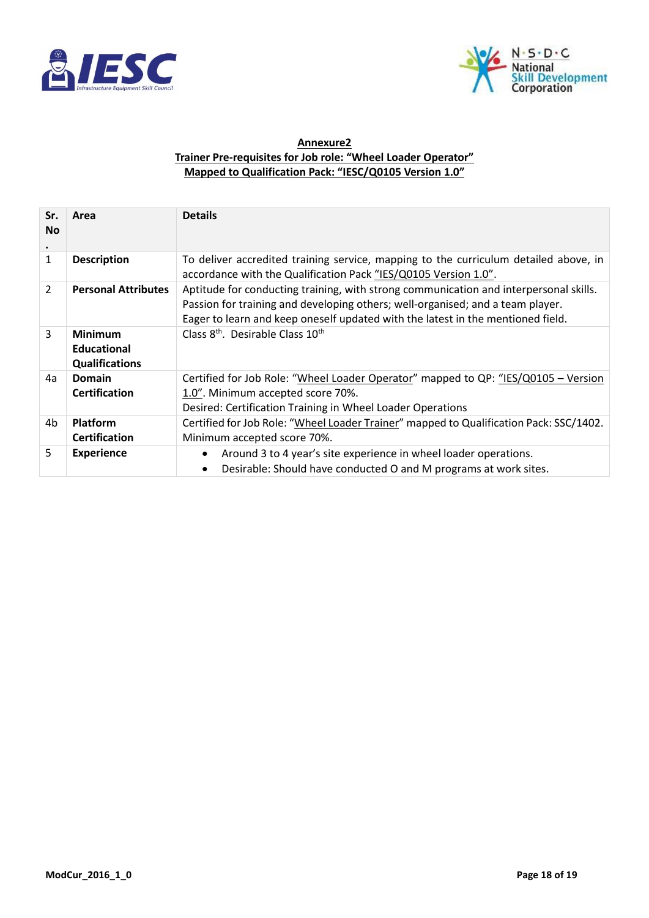**Annexure2**

**Trainer Pre-requisites for Job role: "Wheel Loader Operator"**

**Mapped to Qualification Pack: "IESC/Q0105 Version 1.0"**

| Sr. No. | Area | Details |
|---|---|---|
| 1 | **Description** | To deliver accredited training service, mapping to the curriculum detailed above, in accordance with the Qualification Pack "IES/Q0105 Version 1.0". |
| 2 | **Personal Attributes** | Aptitude for conducting training, with strong communication and interpersonal skills. Passion for training and developing others; well-organised; and a team player. Eager to learn and keep oneself updated with the latest in the mentioned field. |
| 3 | **Minimum Educational Qualifications** | Class 8th. Desirable Class 10th |
| 4a | **Domain Certification** | Certified for Job Role: "Wheel Loader Operator" mapped to QP: "IES/Q0105 – Version 1.0". Minimum accepted score 70%. Desired: Certification Training in Wheel Loader Operations |
| 4b | **Platform Certification** | Certified for Job Role: "Wheel Loader Trainer" mapped to Qualification Pack: SSC/1402. Minimum accepted score 70%. |
| 5 | **Experience** | • Around 3 to 4 year's site experience in wheel loader operations. • Desirable: Should have conducted O and M programs at work sites. |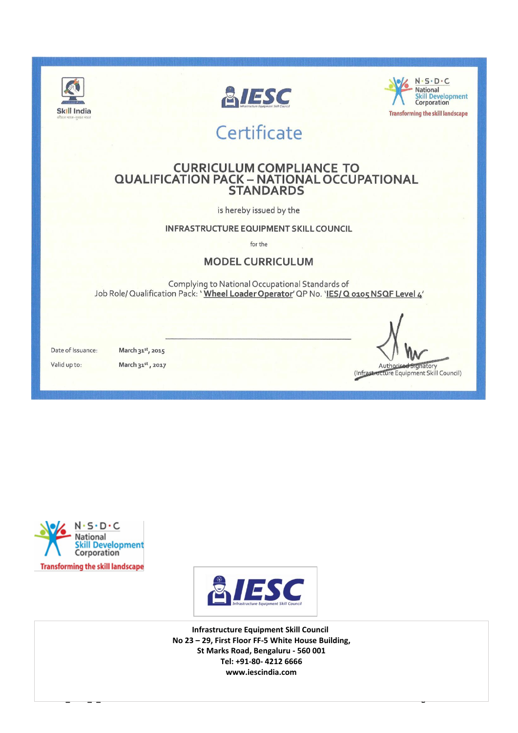Skill India

IESC

N·S·D·C National Skill Development Corporation
Transforming the skill landscape

# Certificate

## CURRICULUM COMPLIANCE TO QUALIFICATION PACK – NATIONAL OCCUPATIONAL STANDARDS

is hereby issued by the

**INFRASTRUCTURE EQUIPMENT SKILL COUNCIL**

for the

**MODEL CURRICULUM**

Complying to National Occupational Standards of
Job Role/ Qualification Pack: '**Wheel Loader Operator**' QP No. '**IES/ Q 0105 NSQF Level 4**'

Date of Issuance: March 31st, 2015

Valid up to: March 31st, 2017

Authorised Signatory
(Infrastructure Equipment Skill Council)

N·S·D·C National Skill Development Corporation
Transforming the skill landscape

IESC
Infrastructure Equipment Skill Council

**Infrastructure Equipment Skill Council**
**No 23 – 29, First Floor FF-5 White House Building,**
**St Marks Road, Bengaluru - 560 001**
**Tel: +91-80- 4212 6666**
**www.iescindia.com**